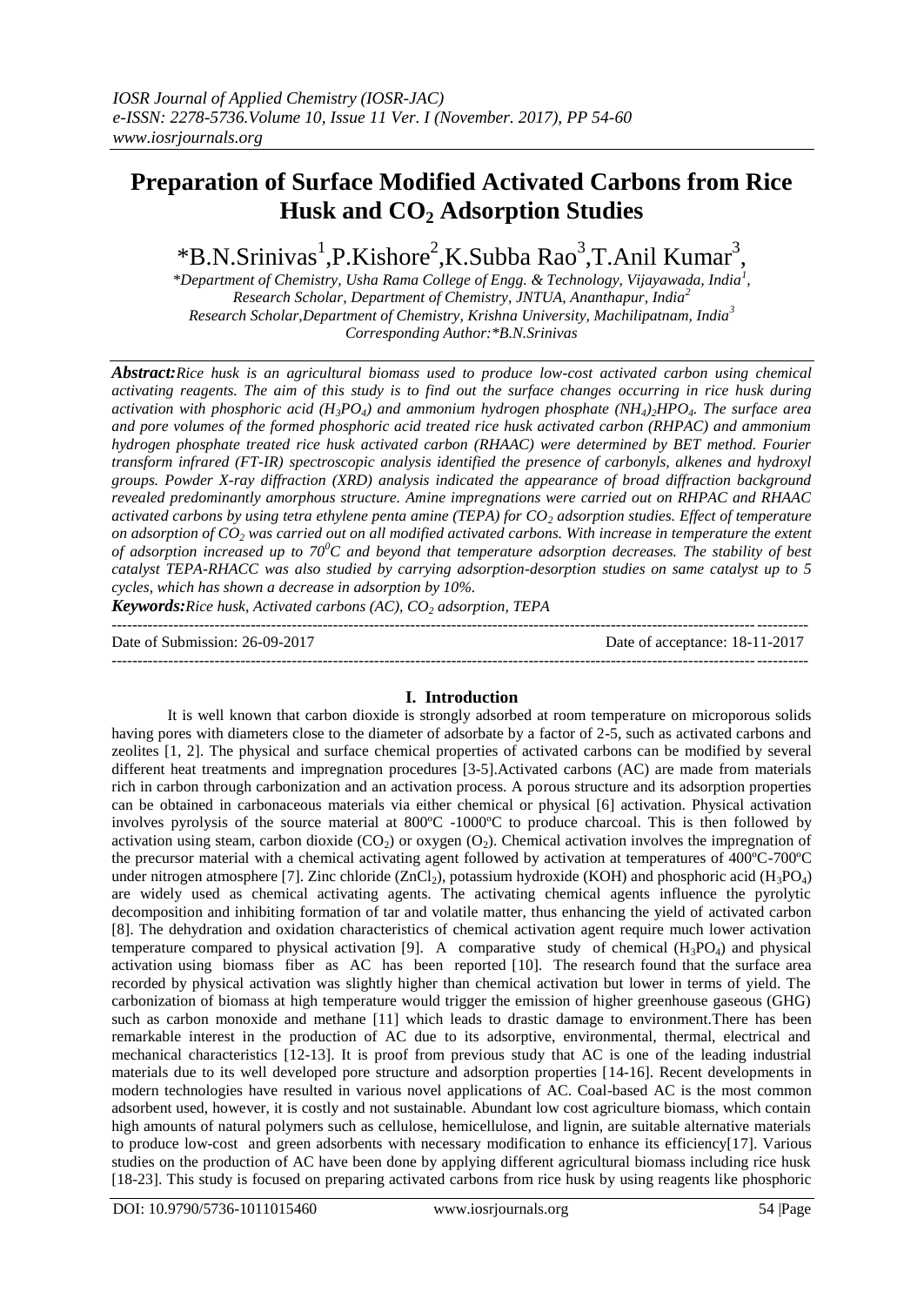*IOSR Journal of Applied Chemistry (IOSR-JAC)*
*e-ISSN: 2278-5736.Volume 10, Issue 11 Ver. I (November. 2017), PP 54-60*
*www.iosrjournals.org*

# Preparation of Surface Modified Activated Carbons from Rice Husk and $CO_2$ Adsorption Studies

*B.N.Srinivas[1],P.Kishore[2],K.Subba Rao[3],T.Anil Kumar[3],

*\*Department of Chemistry, Usha Rama College of Engg. & Technology, Vijayawada, India[1],*
*Research Scholar, Department of Chemistry, JNTUA, Ananthapur, India[2]*
*Research Scholar,Department of Chemistry, Krishna University, Machilipatnam, India[3]*
*Corresponding Author:\*B.N.Srinivas*

***Abstract:****Rice husk is an agricultural biomass used to produce low-cost activated carbon using chemical activating reagents. The aim of this study is to find out the surface changes occurring in rice husk during activation with phosphoric acid ($H_3PO_4$) and ammonium hydrogen phosphate $(NH_4)_2HPO_4$. The surface area and pore volumes of the formed phosphoric acid treated rice husk activated carbon (RHPAC) and ammonium hydrogen phosphate treated rice husk activated carbon (RHAAC) were determined by BET method. Fourier transform infrared (FT-IR) spectroscopic analysis identified the presence of carbonyls, alkenes and hydroxyl groups. Powder X-ray diffraction (XRD) analysis indicated the appearance of broad diffraction background revealed predominantly amorphous structure. Amine impregnations were carried out on RHPAC and RHAAC activated carbons by using tetra ethylene penta amine (TEPA) for $CO_2$ adsorption studies. Effect of temperature on adsorption of $CO_2$ was carried out on all modified activated carbons. With increase in temperature the extent of adsorption increased up to $70^0C$ and beyond that temperature adsorption decreases. The stability of best catalyst TEPA-RHACC was also studied by carrying adsorption-desorption studies on same catalyst up to 5 cycles, which has shown a decrease in adsorption by 10%.*

***Keywords:****Rice husk, Activated carbons (AC), $CO_2$ adsorption, TEPA*

---

Date of Submission: 26-09-2017 Date of acceptance: 18-11-2017

---

## I. Introduction

It is well known that carbon dioxide is strongly adsorbed at room temperature on microporous solids having pores with diameters close to the diameter of adsorbate by a factor of 2-5, such as activated carbons and zeolites [1, 2]. The physical and surface chemical properties of activated carbons can be modified by several different heat treatments and impregnation procedures [3-5].Activated carbons (AC) are made from materials rich in carbon through carbonization and an activation process. A porous structure and its adsorption properties can be obtained in carbonaceous materials via either chemical or physical [6] activation. Physical activation involves pyrolysis of the source material at 800ºC -1000ºC to produce charcoal. This is then followed by activation using steam, carbon dioxide ($CO_2$) or oxygen ($O_2$). Chemical activation involves the impregnation of the precursor material with a chemical activating agent followed by activation at temperatures of 400ºC-700ºC under nitrogen atmosphere [7]. Zinc chloride ($ZnCl_2$), potassium hydroxide (KOH) and phosphoric acid ($H_3PO_4$) are widely used as chemical activating agents. The activating chemical agents influence the pyrolytic decomposition and inhibiting formation of tar and volatile matter, thus enhancing the yield of activated carbon [8]. The dehydration and oxidation characteristics of chemical activation agent require much lower activation temperature compared to physical activation [9]. A comparative study of chemical ($H_3PO_4$) and physical activation using biomass fiber as AC has been reported [10]. The research found that the surface area recorded by physical activation was slightly higher than chemical activation but lower in terms of yield. The carbonization of biomass at high temperature would trigger the emission of higher greenhouse gaseous (GHG) such as carbon monoxide and methane [11] which leads to drastic damage to environment.There has been remarkable interest in the production of AC due to its adsorptive, environmental, thermal, electrical and mechanical characteristics [12-13]. It is proof from previous study that AC is one of the leading industrial materials due to its well developed pore structure and adsorption properties [14-16]. Recent developments in modern technologies have resulted in various novel applications of AC. Coal-based AC is the most common adsorbent used, however, it is costly and not sustainable. Abundant low cost agriculture biomass, which contain high amounts of natural polymers such as cellulose, hemicellulose, and lignin, are suitable alternative materials to produce low-cost and green adsorbents with necessary modification to enhance its efficiency[17]. Various studies on the production of AC have been done by applying different agricultural biomass including rice husk [18-23]. This study is focused on preparing activated carbons from rice husk by using reagents like phosphoric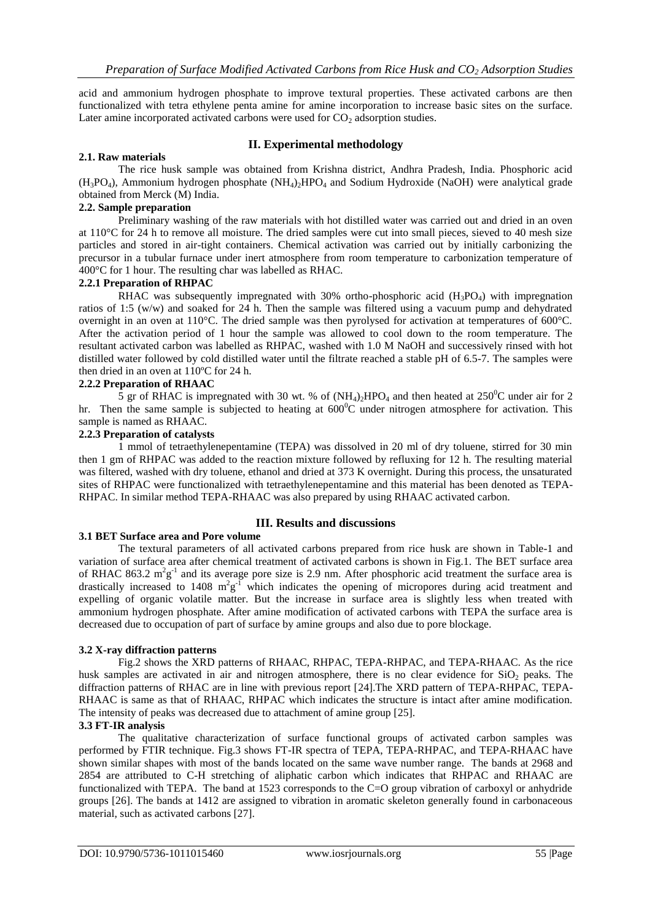acid and ammonium hydrogen phosphate to improve textural properties. These activated carbons are then functionalized with tetra ethylene penta amine for amine incorporation to increase basic sites on the surface. Later amine incorporated activated carbons were used for $CO_2$ adsorption studies.

## II. Experimental methodology

### 2.1. Raw materials

The rice husk sample was obtained from Krishna district, Andhra Pradesh, India. Phosphoric acid ($H_3PO_4$), Ammonium hydrogen phosphate $(NH_4)_2HPO_4$ and Sodium Hydroxide (NaOH) were analytical grade obtained from Merck (M) India.

### 2.2. Sample preparation

Preliminary washing of the raw materials with hot distilled water was carried out and dried in an oven at 110°C for 24 h to remove all moisture. The dried samples were cut into small pieces, sieved to 40 mesh size particles and stored in air-tight containers. Chemical activation was carried out by initially carbonizing the precursor in a tubular furnace under inert atmosphere from room temperature to carbonization temperature of 400°C for 1 hour. The resulting char was labelled as RHAC.

#### 2.2.1 Preparation of RHPAC

RHAC was subsequently impregnated with 30% ortho-phosphoric acid ($H_3PO_4$) with impregnation ratios of 1:5 (w/w) and soaked for 24 h. Then the sample was filtered using a vacuum pump and dehydrated overnight in an oven at 110°C. The dried sample was then pyrolysed for activation at temperatures of 600°C. After the activation period of 1 hour the sample was allowed to cool down to the room temperature. The resultant activated carbon was labelled as RHPAC, washed with 1.0 M NaOH and successively rinsed with hot distilled water followed by cold distilled water until the filtrate reached a stable pH of 6.5-7. The samples were then dried in an oven at 110ºC for 24 h.

#### 2.2.2 Preparation of RHAAC

5 gr of RHAC is impregnated with 30 wt. % of $(NH_4)_2HPO_4$ and then heated at $250^0$C under air for 2 hr. Then the same sample is subjected to heating at $600^0$C under nitrogen atmosphere for activation. This sample is named as RHAAC.

#### 2.2.3 Preparation of catalysts

1 mmol of tetraethylenepentamine (TEPA) was dissolved in 20 ml of dry toluene, stirred for 30 min then 1 gm of RHPAC was added to the reaction mixture followed by refluxing for 12 h. The resulting material was filtered, washed with dry toluene, ethanol and dried at 373 K overnight. During this process, the unsaturated sites of RHPAC were functionalized with tetraethylenepentamine and this material has been denoted as TEPA-RHPAC. In similar method TEPA-RHAAC was also prepared by using RHAAC activated carbon.

## III. Results and discussions

### 3.1 BET Surface area and Pore volume

The textural parameters of all activated carbons prepared from rice husk are shown in Table-1 and variation of surface area after chemical treatment of activated carbons is shown in Fig.1. The BET surface area of RHAC 863.2 $m^2g^{-1}$ and its average pore size is 2.9 nm. After phosphoric acid treatment the surface area is drastically increased to 1408 $m^2g^{-1}$ which indicates the opening of micropores during acid treatment and expelling of organic volatile matter. But the increase in surface area is slightly less when treated with ammonium hydrogen phosphate. After amine modification of activated carbons with TEPA the surface area is decreased due to occupation of part of surface by amine groups and also due to pore blockage.

### 3.2 X-ray diffraction patterns

Fig.2 shows the XRD patterns of RHAAC, RHPAC, TEPA-RHPAC, and TEPA-RHAAC. As the rice husk samples are activated in air and nitrogen atmosphere, there is no clear evidence for $SiO_2$ peaks. The diffraction patterns of RHAC are in line with previous report [24].The XRD pattern of TEPA-RHPAC, TEPA-RHAAC is same as that of RHAAC, RHPAC which indicates the structure is intact after amine modification. The intensity of peaks was decreased due to attachment of amine group [25].

### 3.3 FT-IR analysis

The qualitative characterization of surface functional groups of activated carbon samples was performed by FTIR technique. Fig.3 shows FT-IR spectra of TEPA, TEPA-RHPAC, and TEPA-RHAAC have shown similar shapes with most of the bands located on the same wave number range. The bands at 2968 and 2854 are attributed to C-H stretching of aliphatic carbon which indicates that RHPAC and RHAAC are functionalized with TEPA. The band at 1523 corresponds to the C=O group vibration of carboxyl or anhydride groups [26]. The bands at 1412 are assigned to vibration in aromatic skeleton generally found in carbonaceous material, such as activated carbons [27].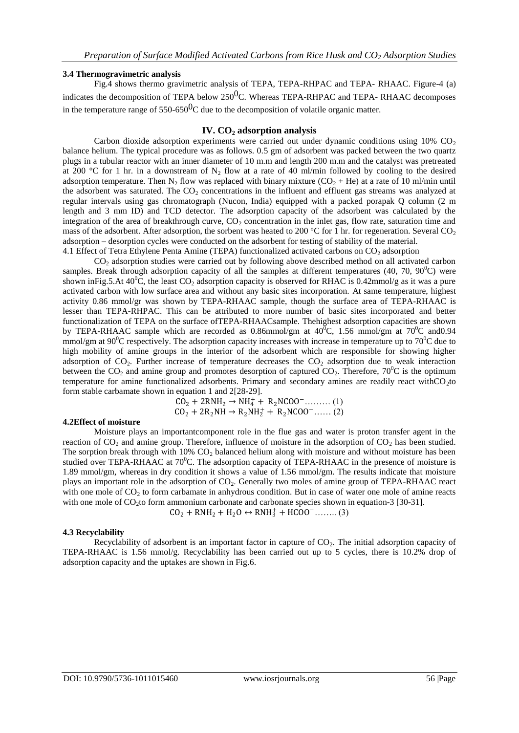### 3.4 Thermogravimetric analysis

Fig.4 shows thermo gravimetric analysis of TEPA, TEPA-RHPAC and TEPA- RHAAC. Figure-4 (a) indicates the decomposition of TEPA below 250$^0$C. Whereas TEPA-RHPAC and TEPA- RHAAC decomposes in the temperature range of 550-650$^0$C due to the decomposition of volatile organic matter.

## IV. $CO_2$ adsorption analysis

Carbon dioxide adsorption experiments were carried out under dynamic conditions using 10% $CO_2$ balance helium. The typical procedure was as follows. 0.5 gm of adsorbent was packed between the two quartz plugs in a tubular reactor with an inner diameter of 10 m.m and length 200 m.m and the catalyst was pretreated at 200 °C for 1 hr. in a downstream of $N_2$ flow at a rate of 40 ml/min followed by cooling to the desired adsorption temperature. Then $N_2$ flow was replaced with binary mixture ($CO_2$ + He) at a rate of 10 ml/min until the adsorbent was saturated. The $CO_2$ concentrations in the influent and effluent gas streams was analyzed at regular intervals using gas chromatograph (Nucon, India) equipped with a packed porapak Q column (2 m length and 3 mm ID) and TCD detector. The adsorption capacity of the adsorbent was calculated by the integration of the area of breakthrough curve, $CO_2$ concentration in the inlet gas, flow rate, saturation time and mass of the adsorbent. After adsorption, the sorbent was heated to 200 °C for 1 hr. for regeneration. Several $CO_2$ adsorption – desorption cycles were conducted on the adsorbent for testing of stability of the material.

4.1 Effect of Tetra Ethylene Penta Amine (TEPA) functionalized activated carbons on $CO_2$ adsorption

$CO_2$ adsorption studies were carried out by following above described method on all activated carbon samples. Break through adsorption capacity of all the samples at different temperatures (40, 70, 90$^0$C) were shown inFig.5.At 40$^0$C, the least $CO_2$ adsorption capacity is observed for RHAC is 0.42mmol/g as it was a pure activated carbon with low surface area and without any basic sites incorporation. At same temperature, highest activity 0.86 mmol/gr was shown by TEPA-RHAAC sample, though the surface area of TEPA-RHAAC is lesser than TEPA-RHPAC. This can be attributed to more number of basic sites incorporated and better functionalization of TEPA on the surface ofTEPA-RHAACsample. Thehighest adsorption capacities are shown by TEPA-RHAAC sample which are recorded as 0.86mmol/gm at 40$^0$C, 1.56 mmol/gm at 70$^0$C and0.94 mmol/gm at 90$^0$C respectively. The adsorption capacity increases with increase in temperature up to 70$^0$C due to high mobility of amine groups in the interior of the adsorbent which are responsible for showing higher adsorption of $CO_2$. Further increase of temperature decreases the $CO_2$ adsorption due to weak interaction between the $CO_2$ and amine group and promotes desorption of captured $CO_2$. Therefore, 70$^0$C is the optimum temperature for amine functionalized adsorbents. Primary and secondary amines are readily react with$CO_2$to form stable carbamate shown in equation 1 and 2[28-29].

$$CO_2 + 2RNH_2 \rightarrow NH_4^+ + R_2NCOO^- \ldots\ldots\ldots (1)$$

$$CO_2 + 2R_2NH \rightarrow R_2NH_2^+ + R_2NCOO^- \ldots\ldots (2)$$

### 4.2Effect of moisture

Moisture plays an importantcomponent role in the flue gas and water is proton transfer agent in the reaction of $CO_2$ and amine group. Therefore, influence of moisture in the adsorption of $CO_2$ has been studied. The sorption break through with 10% $CO_2$ balanced helium along with moisture and without moisture has been studied over TEPA-RHAAC at 70$^0$C. The adsorption capacity of TEPA-RHAAC in the presence of moisture is 1.89 mmol/gm, whereas in dry condition it shows a value of 1.56 mmol/gm. The results indicate that moisture plays an important role in the adsorption of $CO_2$. Generally two moles of amine group of TEPA-RHAAC react with one mole of $CO_2$ to form carbamate in anhydrous condition. But in case of water one mole of amine reacts with one mole of $CO_2$to form ammonium carbonate and carbonate species shown in equation-3 [30-31].

$$CO_2 + RNH_2 + H_2O \leftrightarrow RNH_3^+ + HCOO^- \ldots\ldots.. (3)$$

### 4.3 Recyclability

Recyclability of adsorbent is an important factor in capture of $CO_2$. The initial adsorption capacity of TEPA-RHAAC is 1.56 mmol/g. Recyclability has been carried out up to 5 cycles, there is 10.2% drop of adsorption capacity and the uptakes are shown in Fig.6.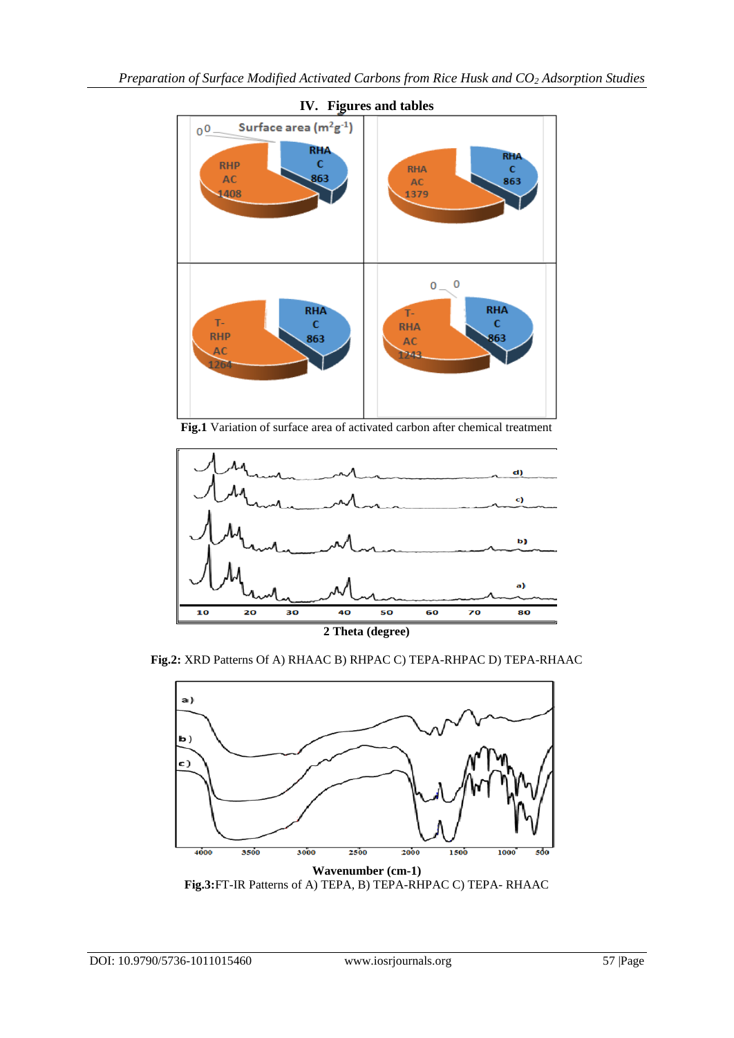## IV. Figures and tables

**Fig.1** Variation of surface area of activated carbon after chemical treatment

**Fig.2:** XRD Patterns Of A) RHAAC B) RHPAC C) TEPA-RHPAC D) TEPA-RHAAC

**Fig.3:** FT-IR Patterns of A) TEPA, B) TEPA-RHPAC C) TEPA- RHAAC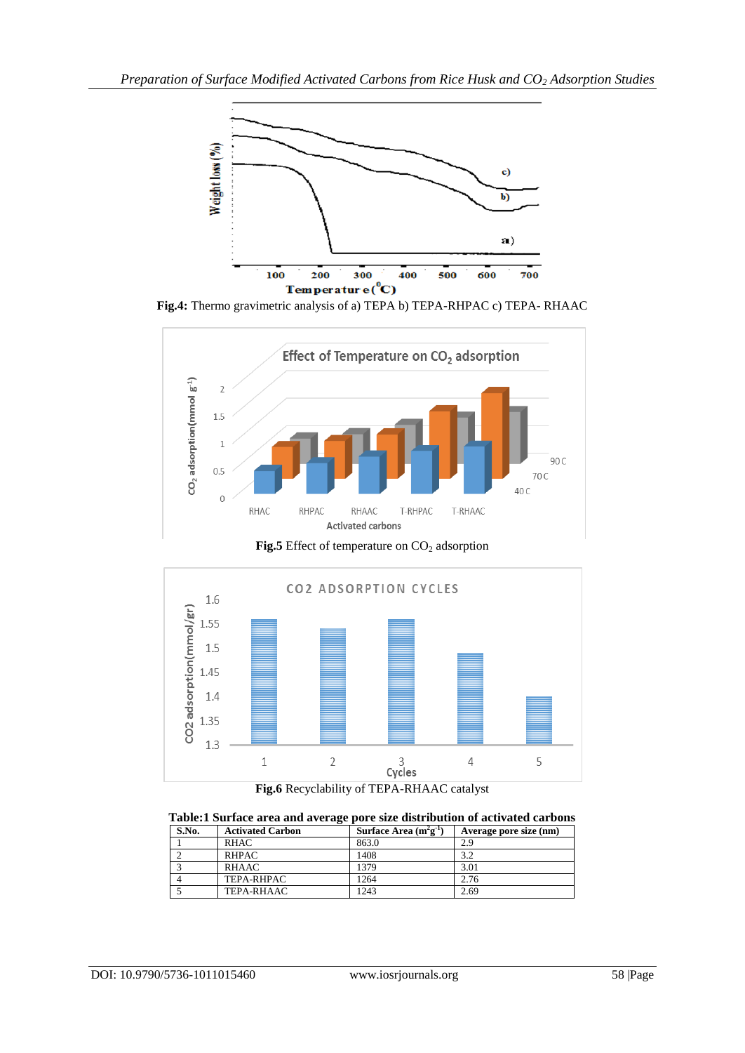**Fig.4:** Thermo gravimetric analysis of a) TEPA b) TEPA-RHPAC c) TEPA- RHAAC

**Fig.5** Effect of temperature on $CO_2$ adsorption

**Fig.6** Recyclability of TEPA-RHAAC catalyst

**Table:1 Surface area and average pore size distribution of activated carbons**

| S.No. | Activated Carbon | Surface Area ($m^2g^{-1}$) | Average pore size (nm) |
|---|---|---|---|
| 1 | RHAC | 863.0 | 2.9 |
| 2 | RHPAC | 1408 | 3.2 |
| 3 | RHAAC | 1379 | 3.01 |
| 4 | TEPA-RHPAC | 1264 | 2.76 |
| 5 | TEPA-RHAAC | 1243 | 2.69 |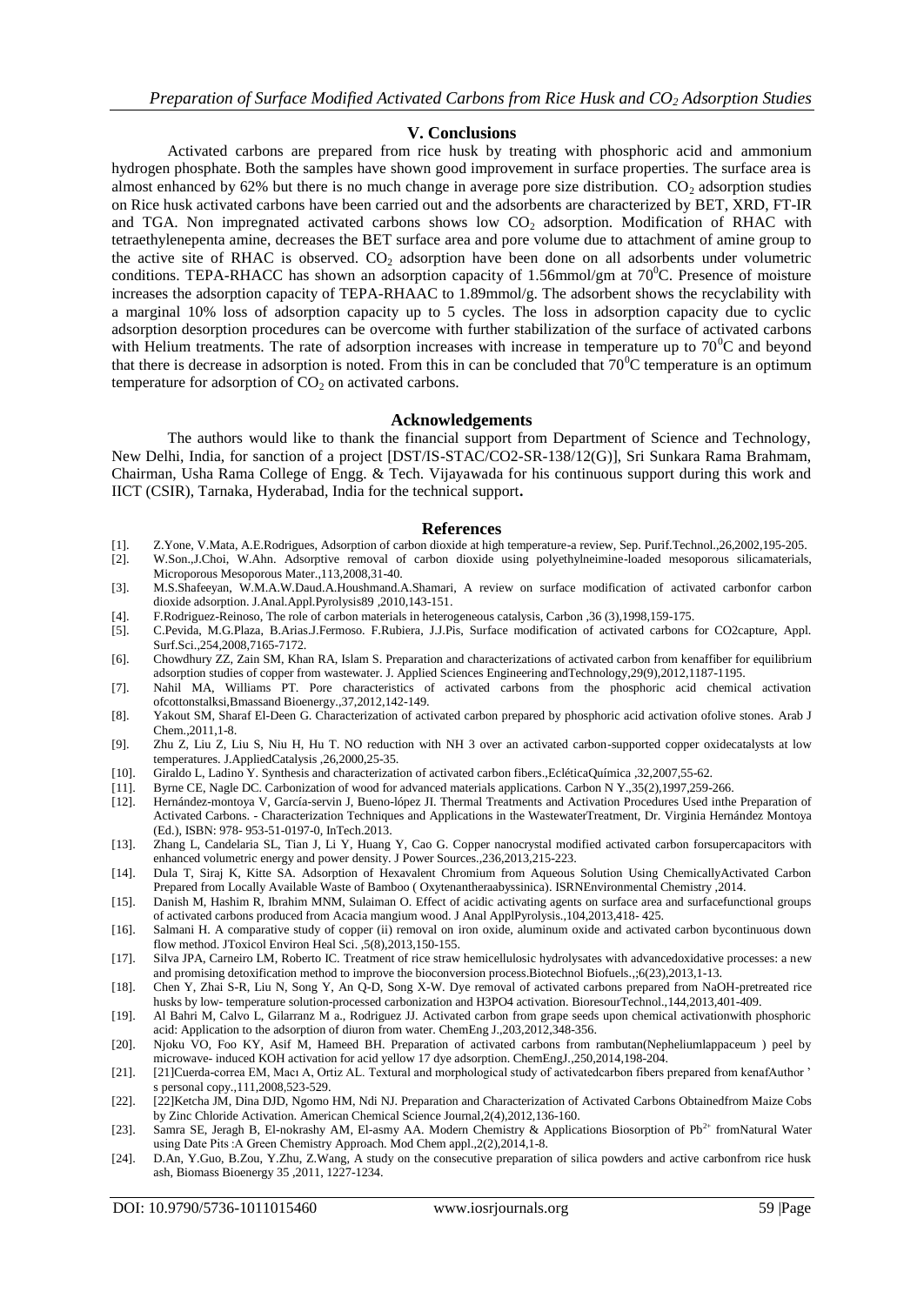## V. Conclusions

Activated carbons are prepared from rice husk by treating with phosphoric acid and ammonium hydrogen phosphate. Both the samples have shown good improvement in surface properties. The surface area is almost enhanced by 62% but there is no much change in average pore size distribution. $CO_2$ adsorption studies on Rice husk activated carbons have been carried out and the adsorbents are characterized by BET, XRD, FT-IR and TGA. Non impregnated activated carbons shows low $CO_2$ adsorption. Modification of RHAC with tetraethylenepenta amine, decreases the BET surface area and pore volume due to attachment of amine group to the active site of RHAC is observed. $CO_2$ adsorption have been done on all adsorbents under volumetric conditions. TEPA-RHACC has shown an adsorption capacity of 1.56mmol/gm at $70^0$C. Presence of moisture increases the adsorption capacity of TEPA-RHAAC to 1.89mmol/g. The adsorbent shows the recyclability with a marginal 10% loss of adsorption capacity up to 5 cycles. The loss in adsorption capacity due to cyclic adsorption desorption procedures can be overcome with further stabilization of the surface of activated carbons with Helium treatments. The rate of adsorption increases with increase in temperature up to $70^0$C and beyond that there is decrease in adsorption is noted. From this in can be concluded that $70^0$C temperature is an optimum temperature for adsorption of $CO_2$ on activated carbons.

## Acknowledgements

The authors would like to thank the financial support from Department of Science and Technology, New Delhi, India, for sanction of a project [DST/IS-STAC/CO2-SR-138/12(G)], Sri Sunkara Rama Brahmam, Chairman, Usha Rama College of Engg. & Tech. Vijayawada for his continuous support during this work and IICT (CSIR), Tarnaka, Hyderabad, India for the technical support.

## References

[1]. Z.Yone, V.Mata, A.E.Rodrigues, Adsorption of carbon dioxide at high temperature-a review, Sep. Purif.Technol.,26,2002,195-205.

[2]. W.Son.,J.Choi, W.Ahn. Adsorptive removal of carbon dioxide using polyethylneimine-loaded mesoporous silicamaterials, Microporous Mesoporous Mater.,113,2008,31-40.

[3]. M.S.Shafeeyan, W.M.A.W.Daud.A.Houshmand.A.Shamari, A review on surface modification of activated carbonfor carbon dioxide adsorption. J.Anal.Appl.Pyrolysis89 ,2010,143-151.

[4]. F.Rodriguez-Reinoso, The role of carbon materials in heterogeneous catalysis, Carbon ,36 (3),1998,159-175.

[5]. C.Pevida, M.G.Plaza, B.Arias.J.Fermoso. F.Rubiera, J.J.Pis, Surface modification of activated carbons for CO2capture, Appl. Surf.Sci.,254,2008,7165-7172.

[6]. Chowdhury ZZ, Zain SM, Khan RA, Islam S. Preparation and characterizations of activated carbon from kenaffiber for equilibrium adsorption studies of copper from wastewater. J. Applied Sciences Engineering andTechnology,29(9),2012,1187-1195.

[7]. Nahil MA, Williams PT. Pore characteristics of activated carbons from the phosphoric acid chemical activation ofcottonstalksi,Bmassand Bioenergy.,37,2012,142-149.

[8]. Yakout SM, Sharaf El-Deen G. Characterization of activated carbon prepared by phosphoric acid activation ofolive stones. Arab J Chem.,2011,1-8.

[9]. Zhu Z, Liu Z, Liu S, Niu H, Hu T. NO reduction with NH 3 over an activated carbon-supported copper oxidecatalysts at low temperatures. J.AppliedCatalysis ,26,2000,25-35.

[10]. Giraldo L, Ladino Y. Synthesis and characterization of activated carbon fibers.,EcléticaQuímica ,32,2007,55-62.

[11]. Byrne CE, Nagle DC. Carbonization of wood for advanced materials applications. Carbon N Y.,35(2),1997,259-266.

[12]. Hernández-montoya V, García-servin J, Bueno-lópez JI. Thermal Treatments and Activation Procedures Used inthe Preparation of Activated Carbons. - Characterization Techniques and Applications in the WastewaterTreatment, Dr. Virginia Hernández Montoya (Ed.), ISBN: 978- 953-51-0197-0, InTech.2013.

[13]. Zhang L, Candelaria SL, Tian J, Li Y, Huang Y, Cao G. Copper nanocrystal modified activated carbon forsupercapacitors with enhanced volumetric energy and power density. J Power Sources.,236,2013,215-223.

[14]. Dula T, Siraj K, Kitte SA. Adsorption of Hexavalent Chromium from Aqueous Solution Using ChemicallyActivated Carbon Prepared from Locally Available Waste of Bamboo ( Oxytenantheraabyssinica). ISRNEnvironmental Chemistry ,2014.

[15]. Danish M, Hashim R, Ibrahim MNM, Sulaiman O. Effect of acidic activating agents on surface area and surfacefunctional groups of activated carbons produced from Acacia mangium wood. J Anal ApplPyrolysis.,104,2013,418- 425.

[16]. Salmani H. A comparative study of copper (ii) removal on iron oxide, aluminum oxide and activated carbon bycontinuous down flow method. JToxicol Environ Heal Sci. ,5(8),2013,150-155.

[17]. Silva JPA, Carneiro LM, Roberto IC. Treatment of rice straw hemicellulosic hydrolysates with advancedoxidative processes: a new and promising detoxification method to improve the bioconversion process.Biotechnol Biofuels.,;6(23),2013,1-13.

[18]. Chen Y, Zhai S-R, Liu N, Song Y, An Q-D, Song X-W. Dye removal of activated carbons prepared from NaOH-pretreated rice husks by low- temperature solution-processed carbonization and H3PO4 activation. BioresourTechnol.,144,2013,401-409.

[19]. Al Bahri M, Calvo L, Gilarranz M a., Rodriguez JJ. Activated carbon from grape seeds upon chemical activationwith phosphoric acid: Application to the adsorption of diuron from water. ChemEng J.,203,2012,348-356.

[20]. Njoku VO, Foo KY, Asif M, Hameed BH. Preparation of activated carbons from rambutan(Nepheliumlappaceum ) peel by microwave- induced KOH activation for acid yellow 17 dye adsorption. ChemEngJ.,250,2014,198-204.

[21]. [21]Cuerda-correa EM, Macı A, Ortiz AL. Textural and morphological study of activatedcarbon fibers prepared from kenafAuthor ' s personal copy.,111,2008,523-529.

[22]. [22]Ketcha JM, Dina DJD, Ngomo HM, Ndi NJ. Preparation and Characterization of Activated Carbons Obtainedfrom Maize Cobs by Zinc Chloride Activation. American Chemical Science Journal,2(4),2012,136-160.

[23]. Samra SE, Jeragh B, El-nokrashy AM, El-asmy AA. Modern Chemistry & Applications Biosorption of $Pb^{2+}$ fromNatural Water using Date Pits :A Green Chemistry Approach. Mod Chem appl.,2(2),2014,1-8.

[24]. D.An, Y.Guo, B.Zou, Y.Zhu, Z.Wang, A study on the consecutive preparation of silica powders and active carbonfrom rice husk ash, Biomass Bioenergy 35 ,2011, 1227-1234.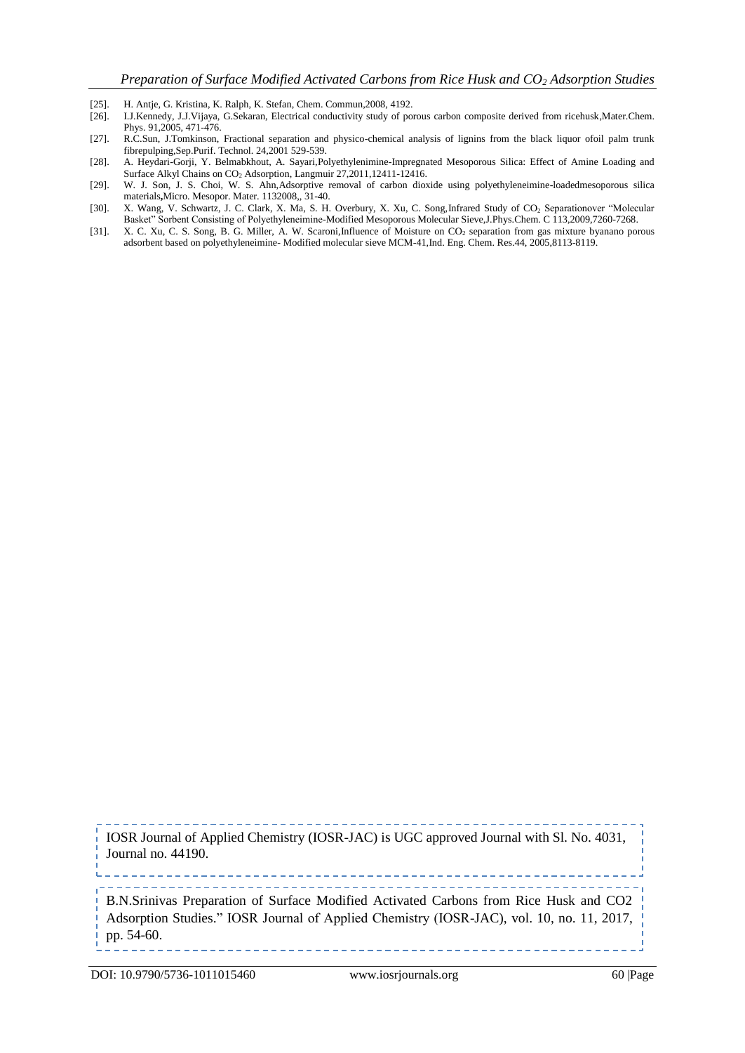[25]. H. Antje, G. Kristina, K. Ralph, K. Stefan, Chem. Commun,2008, 4192.

[26]. I.J.Kennedy, J.J.Vijaya, G.Sekaran, Electrical conductivity study of porous carbon composite derived from ricehusk,Mater.Chem. Phys. 91,2005, 471-476.

[27]. R.C.Sun, J.Tomkinson, Fractional separation and physico-chemical analysis of lignins from the black liquor ofoil palm trunk fibrepulping,Sep.Purif. Technol. 24,2001 529-539.

[28]. A. Heydari-Gorji, Y. Belmabkhout, A. Sayari,Polyethylenimine-Impregnated Mesoporous Silica: Effect of Amine Loading and Surface Alkyl Chains on $CO_2$ Adsorption, Langmuir 27,2011,12411-12416.

[29]. W. J. Son, J. S. Choi, W. S. Ahn,Adsorptive removal of carbon dioxide using polyethyleneimine-loadedmesoporous silica materials**,**Micro. Mesopor. Mater. 1132008,, 31-40.

[30]. X. Wang, V. Schwartz, J. C. Clark, X. Ma, S. H. Overbury, X. Xu, C. Song,Infrared Study of $CO_2$ Separationover "Molecular Basket" Sorbent Consisting of Polyethyleneimine-Modified Mesoporous Molecular Sieve,J.Phys.Chem. C 113,2009,7260-7268.

[31]. X. C. Xu, C. S. Song, B. G. Miller, A. W. Scaroni,Influence of Moisture on $CO_2$ separation from gas mixture byanano porous adsorbent based on polyethyleneimine- Modified molecular sieve MCM-41,Ind. Eng. Chem. Res.44, 2005,8113-8119.

IOSR Journal of Applied Chemistry (IOSR-JAC) is UGC approved Journal with Sl. No. 4031, Journal no. 44190.

B.N.Srinivas Preparation of Surface Modified Activated Carbons from Rice Husk and CO2 Adsorption Studies." IOSR Journal of Applied Chemistry (IOSR-JAC), vol. 10, no. 11, 2017, pp. 54-60.